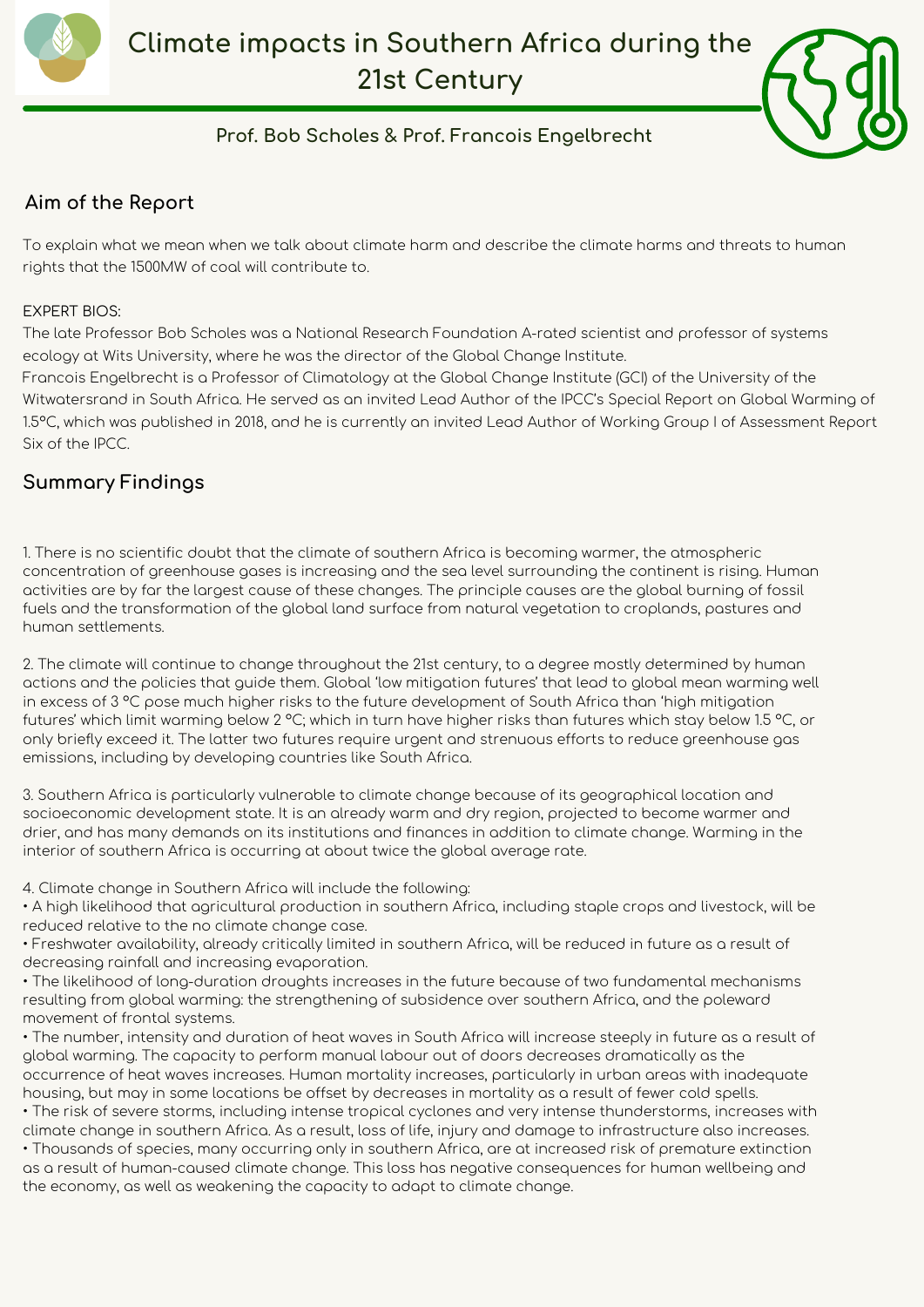# Climate impacts in Southern Africa during the 21st Century

**Prof. Bob Scholes & Prof. Francois Engelbrecht**

## Aim of the Report

To explain what we mean when we talk about climate harm and describe the climate harms and threats to human rights that the 1500MW of coal will contribute to.

EXPERT BIOS:

The late Professor Bob Scholes was a National Research Foundation A-rated scientist and professor of systems ecology at Wits University, where he was the director of the Global Change Institute.

Francois Engelbrecht is a Professor of Climatology at the Global Change Institute (GCI) of the University of the Witwatersrand in South Africa. He served as an invited Lead Author of the IPCC's Special Report on Global Warming of 1.5°C, which was published in 2018, and he is currently an invited Lead Author of Working Group I of Assessment Report Six of the IPCC.

## Summary Findings

1. There is no scientific doubt that the climate of southern Africa is becoming warmer, the atmospheric concentration of greenhouse gases is increasing and the sea level surrounding the continent is rising. Human activities are by far the largest cause of these changes. The principle causes are the global burning of fossil fuels and the transformation of the global land surface from natural vegetation to croplands, pastures and human settlements.

2. The climate will continue to change throughout the 21st century, to a degree mostly determined by human actions and the policies that guide them. Global 'low mitigation futures' that lead to global mean warming well in excess of 3 °C pose much higher risks to the future development of South Africa than 'high mitigation futures' which limit warming below 2 °C; which in turn have higher risks than futures which stay below 1.5 °C, or only briefly exceed it. The latter two futures require urgent and strenuous efforts to reduce greenhouse gas emissions, including by developing countries like South Africa.

3. Southern Africa is particularly vulnerable to climate change because of its geographical location and socioeconomic development state. It is an already warm and dry region, projected to become warmer and drier, and has many demands on its institutions and finances in addition to climate change. Warming in the interior of southern Africa is occurring at about twice the global average rate.

4. Climate change in Southern Africa will include the following:

- A high likelihood that agricultural production in southern Africa, including staple crops and livestock, will be reduced relative to the no climate change case.
- Freshwater availability, already critically limited in southern Africa, will be reduced in future as a result of decreasing rainfall and increasing evaporation.
- The likelihood of long-duration droughts increases in the future because of two fundamental mechanisms resulting from global warming: the strengthening of subsidence over southern Africa, and the poleward movement of frontal systems.
- The number, intensity and duration of heat waves in South Africa will increase steeply in future as a result of global warming. The capacity to perform manual labour out of doors decreases dramatically as the occurrence of heat waves increases. Human mortality increases, particularly in urban areas with inadequate housing, but may in some locations be offset by decreases in mortality as a result of fewer cold spells.
- The risk of severe storms, including intense tropical cyclones and very intense thunderstorms, increases with climate change in southern Africa. As a result, loss of life, injury and damage to infrastructure also increases.
- Thousands of species, many occurring only in southern Africa, are at increased risk of premature extinction as a result of human-caused climate change. This loss has negative consequences for human wellbeing and the economy, as well as weakening the capacity to adapt to climate change.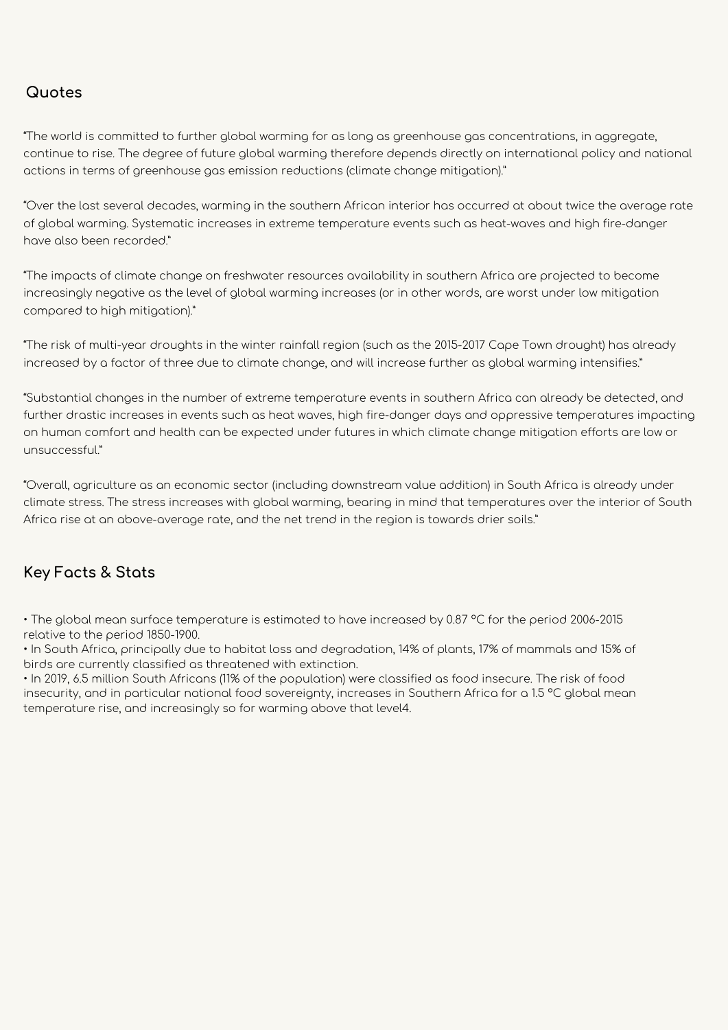## Quotes

"The world is committed to further global warming for as long as greenhouse gas concentrations, in aggregate, continue to rise. The degree of future global warming therefore depends directly on international policy and national actions in terms of greenhouse gas emission reductions (climate change mitigation)."

"Over the last several decades, warming in the southern African interior has occurred at about twice the average rate of global warming. Systematic increases in extreme temperature events such as heat-waves and high fire-danger have also been recorded."

"The impacts of climate change on freshwater resources availability in southern Africa are projected to become increasingly negative as the level of global warming increases (or in other words, are worst under low mitigation compared to high mitigation)."

"The risk of multi-year droughts in the winter rainfall region (such as the 2015-2017 Cape Town drought) has already increased by a factor of three due to climate change, and will increase further as global warming intensifies."

"Substantial changes in the number of extreme temperature events in southern Africa can already be detected, and further drastic increases in events such as heat waves, high fire-danger days and oppressive temperatures impacting on human comfort and health can be expected under futures in which climate change mitigation efforts are low or unsuccessful."

"Overall, agriculture as an economic sector (including downstream value addition) in South Africa is already under climate stress. The stress increases with global warming, bearing in mind that temperatures over the interior of South Africa rise at an above-average rate, and the net trend in the region is towards drier soils."

## Key Facts & Stats

- The global mean surface temperature is estimated to have increased by 0.87 °C for the period 2006-2015 relative to the period 1850-1900.
- In South Africa, principally due to habitat loss and degradation, 14% of plants, 17% of mammals and 15% of birds are currently classified as threatened with extinction.
- In 2019, 6.5 million South Africans (11% of the population) were classified as food insecure. The risk of food insecurity, and in particular national food sovereignty, increases in Southern Africa for a 1.5 °C global mean temperature rise, and increasingly so for warming above that level4.